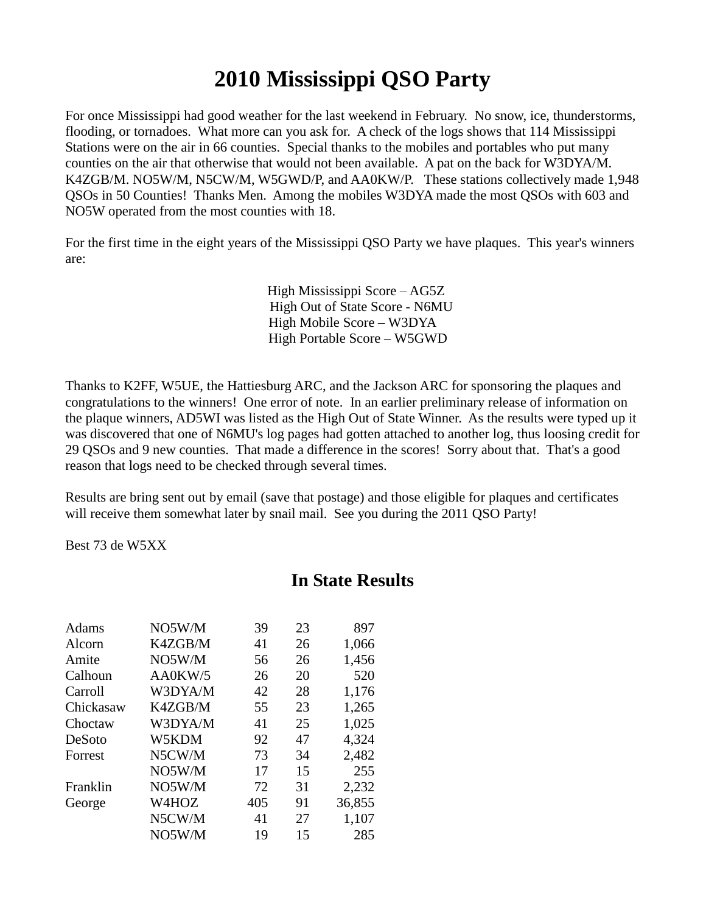# 2010 Mississippi QSO Party

For once Mississippi had good weather for the last weekend in February. No snow, ice, thunderstorms, flooding, or tornadoes. What more can you ask for. A check of the logs shows that 114 Mississippi Stations were on the air in 66 counties. Special thanks to the mobiles and portables who put many counties on the air that otherwise that would not been available. A pat on the back for W3DYA/M. K4ZGB/M. NO5W/M, N5CW/M, W5GWD/P, and AA0KW/P. These stations collectively made 1,948 QSOs in 50 Counties! Thanks Men. Among the mobiles W3DYA made the most QSOs with 603 and NO5W operated from the most counties with 18.

For the first time in the eight years of the Mississippi QSO Party we have plaques. This year's winners are:

High Mississippi Score – AG5Z
High Out of State Score - N6MU
High Mobile Score – W3DYA
High Portable Score – W5GWD

Thanks to K2FF, W5UE, the Hattiesburg ARC, and the Jackson ARC for sponsoring the plaques and congratulations to the winners! One error of note. In an earlier preliminary release of information on the plaque winners, AD5WI was listed as the High Out of State Winner. As the results were typed up it was discovered that one of N6MU's log pages had gotten attached to another log, thus loosing credit for 29 QSOs and 9 new counties. That made a difference in the scores! Sorry about that. That's a good reason that logs need to be checked through several times.

Results are bring sent out by email (save that postage) and those eligible for plaques and certificates will receive them somewhat later by snail mail. See you during the 2011 QSO Party!

Best 73 de W5XX

## In State Results

| | | | | |
|---|---|---|---|---|
| Adams | NO5W/M | 39 | 23 | 897 |
| Alcorn | K4ZGB/M | 41 | 26 | 1,066 |
| Amite | NO5W/M | 56 | 26 | 1,456 |
| Calhoun | AA0KW/5 | 26 | 20 | 520 |
| Carroll | W3DYA/M | 42 | 28 | 1,176 |
| Chickasaw | K4ZGB/M | 55 | 23 | 1,265 |
| Choctaw | W3DYA/M | 41 | 25 | 1,025 |
| DeSoto | W5KDM | 92 | 47 | 4,324 |
| Forrest | N5CW/M | 73 | 34 | 2,482 |
| | NO5W/M | 17 | 15 | 255 |
| Franklin | NO5W/M | 72 | 31 | 2,232 |
| George | W4HOZ | 405 | 91 | 36,855 |
| | N5CW/M | 41 | 27 | 1,107 |
| | NO5W/M | 19 | 15 | 285 |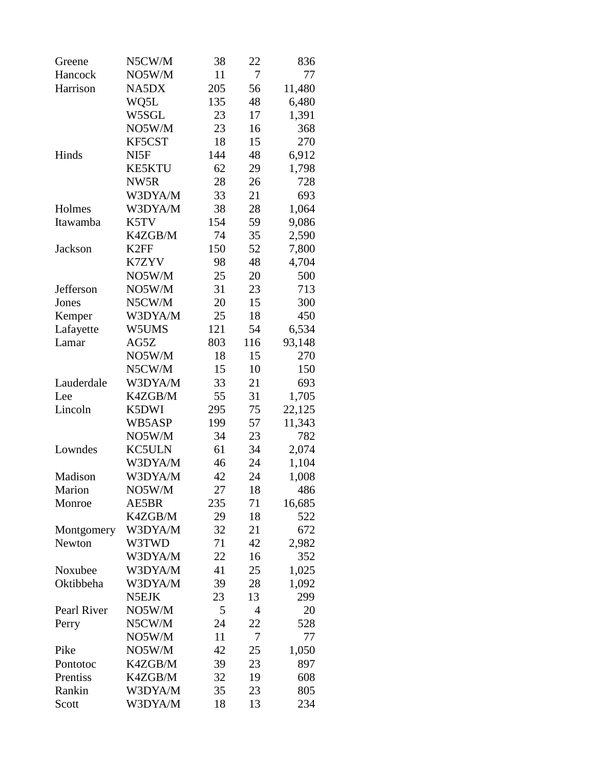| | | | | |
|---|---|---|---|---|
| Greene | N5CW/M | 38 | 22 | 836 |
| Hancock | NO5W/M | 11 | 7 | 77 |
| Harrison | NA5DX | 205 | 56 | 11,480 |
| | WQ5L | 135 | 48 | 6,480 |
| | W5SGL | 23 | 17 | 1,391 |
| | NO5W/M | 23 | 16 | 368 |
| | KF5CST | 18 | 15 | 270 |
| Hinds | NI5F | 144 | 48 | 6,912 |
| | KE5KTU | 62 | 29 | 1,798 |
| | NW5R | 28 | 26 | 728 |
| | W3DYA/M | 33 | 21 | 693 |
| Holmes | W3DYA/M | 38 | 28 | 1,064 |
| Itawamba | K5TV | 154 | 59 | 9,086 |
| | K4ZGB/M | 74 | 35 | 2,590 |
| Jackson | K2FF | 150 | 52 | 7,800 |
| | K7ZYV | 98 | 48 | 4,704 |
| | NO5W/M | 25 | 20 | 500 |
| Jefferson | NO5W/M | 31 | 23 | 713 |
| Jones | N5CW/M | 20 | 15 | 300 |
| Kemper | W3DYA/M | 25 | 18 | 450 |
| Lafayette | W5UMS | 121 | 54 | 6,534 |
| Lamar | AG5Z | 803 | 116 | 93,148 |
| | NO5W/M | 18 | 15 | 270 |
| | N5CW/M | 15 | 10 | 150 |
| Lauderdale | W3DYA/M | 33 | 21 | 693 |
| Lee | K4ZGB/M | 55 | 31 | 1,705 |
| Lincoln | K5DWI | 295 | 75 | 22,125 |
| | WB5ASP | 199 | 57 | 11,343 |
| | NO5W/M | 34 | 23 | 782 |
| Lowndes | KC5ULN | 61 | 34 | 2,074 |
| | W3DYA/M | 46 | 24 | 1,104 |
| Madison | W3DYA/M | 42 | 24 | 1,008 |
| Marion | NO5W/M | 27 | 18 | 486 |
| Monroe | AE5BR | 235 | 71 | 16,685 |
| | K4ZGB/M | 29 | 18 | 522 |
| Montgomery | W3DYA/M | 32 | 21 | 672 |
| Newton | W3TWD | 71 | 42 | 2,982 |
| | W3DYA/M | 22 | 16 | 352 |
| Noxubee | W3DYA/M | 41 | 25 | 1,025 |
| Oktibbeha | W3DYA/M | 39 | 28 | 1,092 |
| | N5EJK | 23 | 13 | 299 |
| Pearl River | NO5W/M | 5 | 4 | 20 |
| Perry | N5CW/M | 24 | 22 | 528 |
| | NO5W/M | 11 | 7 | 77 |
| Pike | NO5W/M | 42 | 25 | 1,050 |
| Pontotoc | K4ZGB/M | 39 | 23 | 897 |
| Prentiss | K4ZGB/M | 32 | 19 | 608 |
| Rankin | W3DYA/M | 35 | 23 | 805 |
| Scott | W3DYA/M | 18 | 13 | 234 |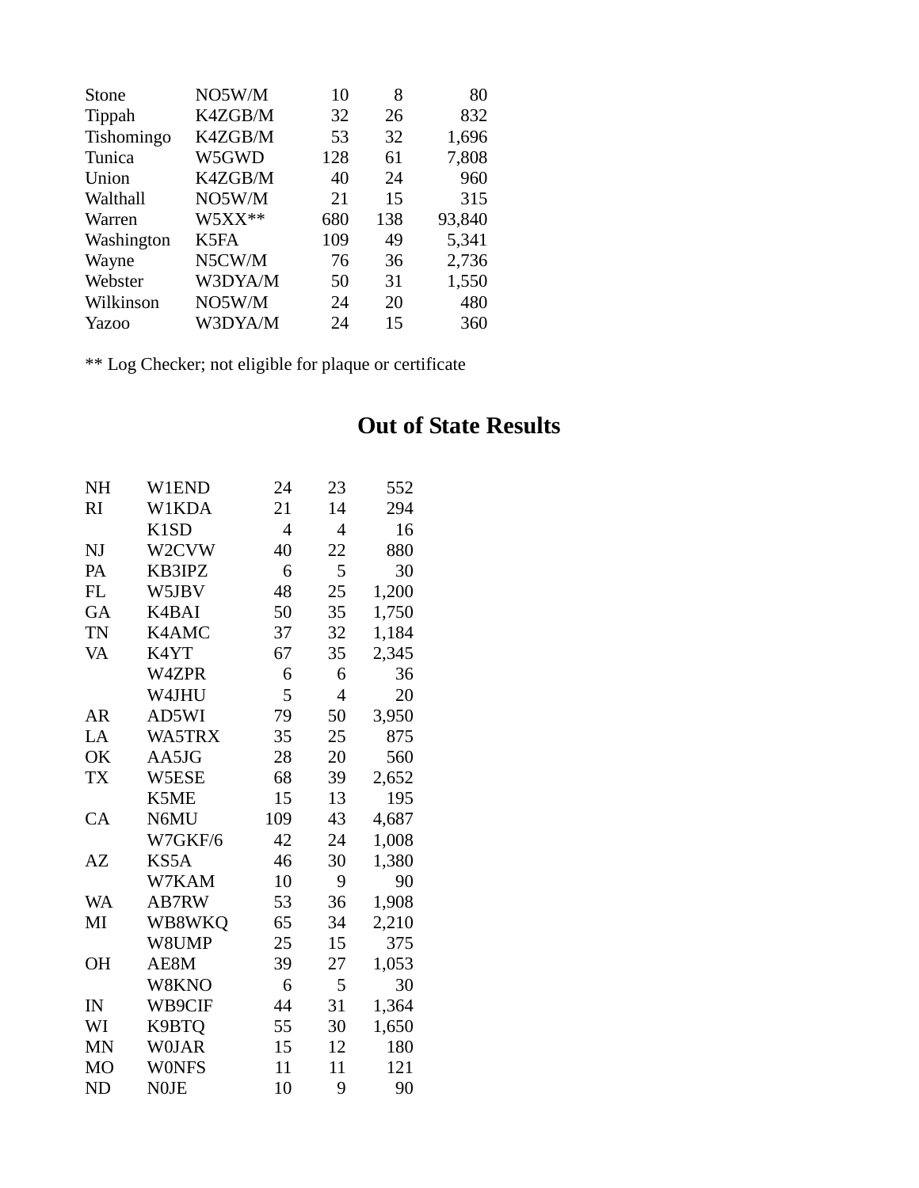| | | | | |
|---|---|---|---|---|
| Stone | NO5W/M | 10 | 8 | 80 |
| Tippah | K4ZGB/M | 32 | 26 | 832 |
| Tishomingo | K4ZGB/M | 53 | 32 | 1,696 |
| Tunica | W5GWD | 128 | 61 | 7,808 |
| Union | K4ZGB/M | 40 | 24 | 960 |
| Walthall | NO5W/M | 21 | 15 | 315 |
| Warren | W5XX** | 680 | 138 | 93,840 |
| Washington | K5FA | 109 | 49 | 5,341 |
| Wayne | N5CW/M | 76 | 36 | 2,736 |
| Webster | W3DYA/M | 50 | 31 | 1,550 |
| Wilkinson | NO5W/M | 24 | 20 | 480 |
| Yazoo | W3DYA/M | 24 | 15 | 360 |

** Log Checker; not eligible for plaque or certificate

## Out of State Results

| | | | | |
|---|---|---|---|---|
| NH | W1END | 24 | 23 | 552 |
| RI | W1KDA | 21 | 14 | 294 |
| | K1SD | 4 | 4 | 16 |
| NJ | W2CVW | 40 | 22 | 880 |
| PA | KB3IPZ | 6 | 5 | 30 |
| FL | W5JBV | 48 | 25 | 1,200 |
| GA | K4BAI | 50 | 35 | 1,750 |
| TN | K4AMC | 37 | 32 | 1,184 |
| VA | K4YT | 67 | 35 | 2,345 |
| | W4ZPR | 6 | 6 | 36 |
| | W4JHU | 5 | 4 | 20 |
| AR | AD5WI | 79 | 50 | 3,950 |
| LA | WA5TRX | 35 | 25 | 875 |
| OK | AA5JG | 28 | 20 | 560 |
| TX | W5ESE | 68 | 39 | 2,652 |
| | K5ME | 15 | 13 | 195 |
| CA | N6MU | 109 | 43 | 4,687 |
| | W7GKF/6 | 42 | 24 | 1,008 |
| AZ | KS5A | 46 | 30 | 1,380 |
| | W7KAM | 10 | 9 | 90 |
| WA | AB7RW | 53 | 36 | 1,908 |
| MI | WB8WKQ | 65 | 34 | 2,210 |
| | W8UMP | 25 | 15 | 375 |
| OH | AE8M | 39 | 27 | 1,053 |
| | W8KNO | 6 | 5 | 30 |
| IN | WB9CIF | 44 | 31 | 1,364 |
| WI | K9BTQ | 55 | 30 | 1,650 |
| MN | W0JAR | 15 | 12 | 180 |
| MO | W0NFS | 11 | 11 | 121 |
| ND | N0JE | 10 | 9 | 90 |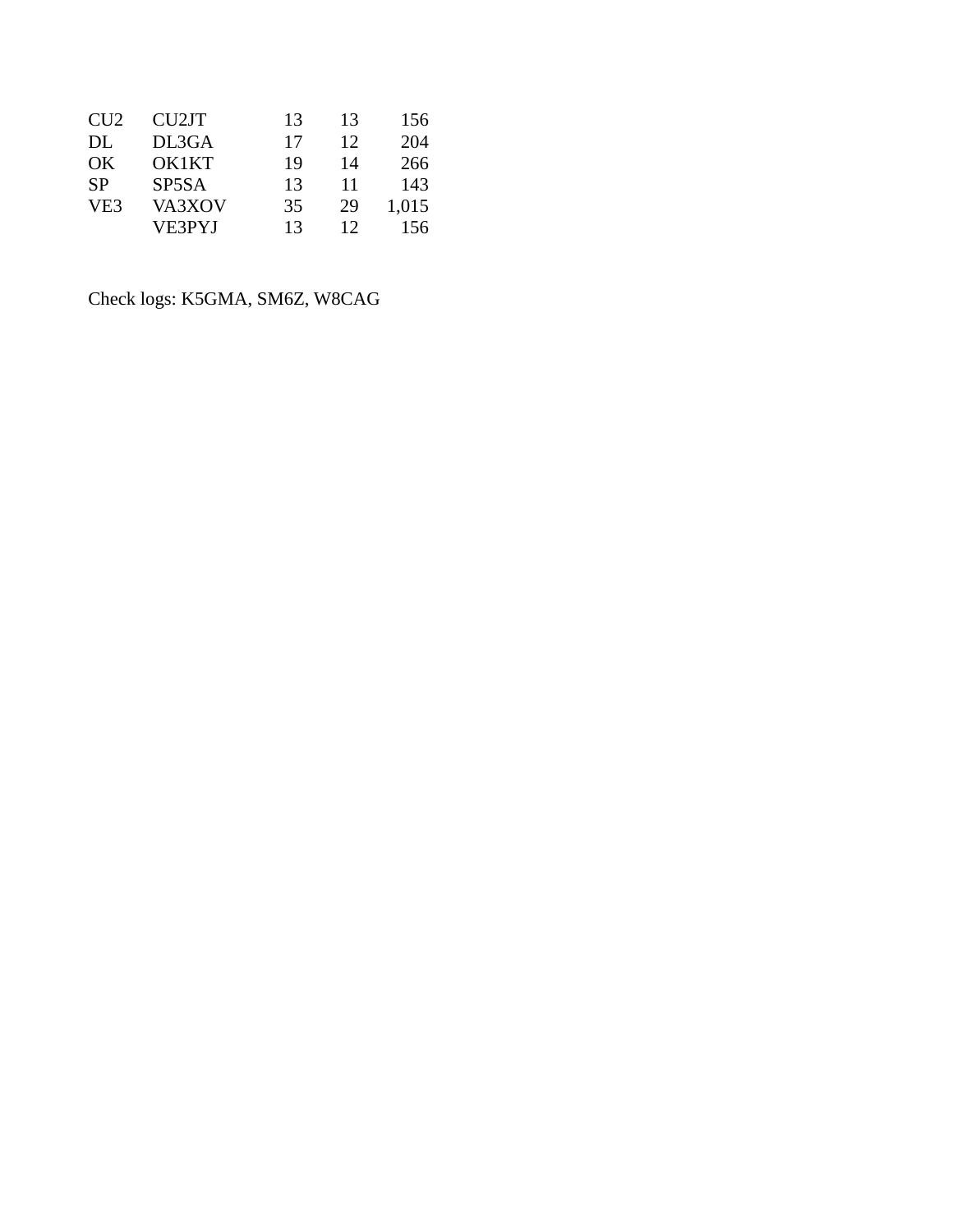| | | | | |
|---|---|---|---|---|
| CU2 | CU2JT | 13 | 13 | 156 |
| DL | DL3GA | 17 | 12 | 204 |
| OK | OK1KT | 19 | 14 | 266 |
| SP | SP5SA | 13 | 11 | 143 |
| VE3 | VA3XOV | 35 | 29 | 1,015 |
| | VE3PYJ | 13 | 12 | 156 |

Check logs: K5GMA, SM6Z, W8CAG